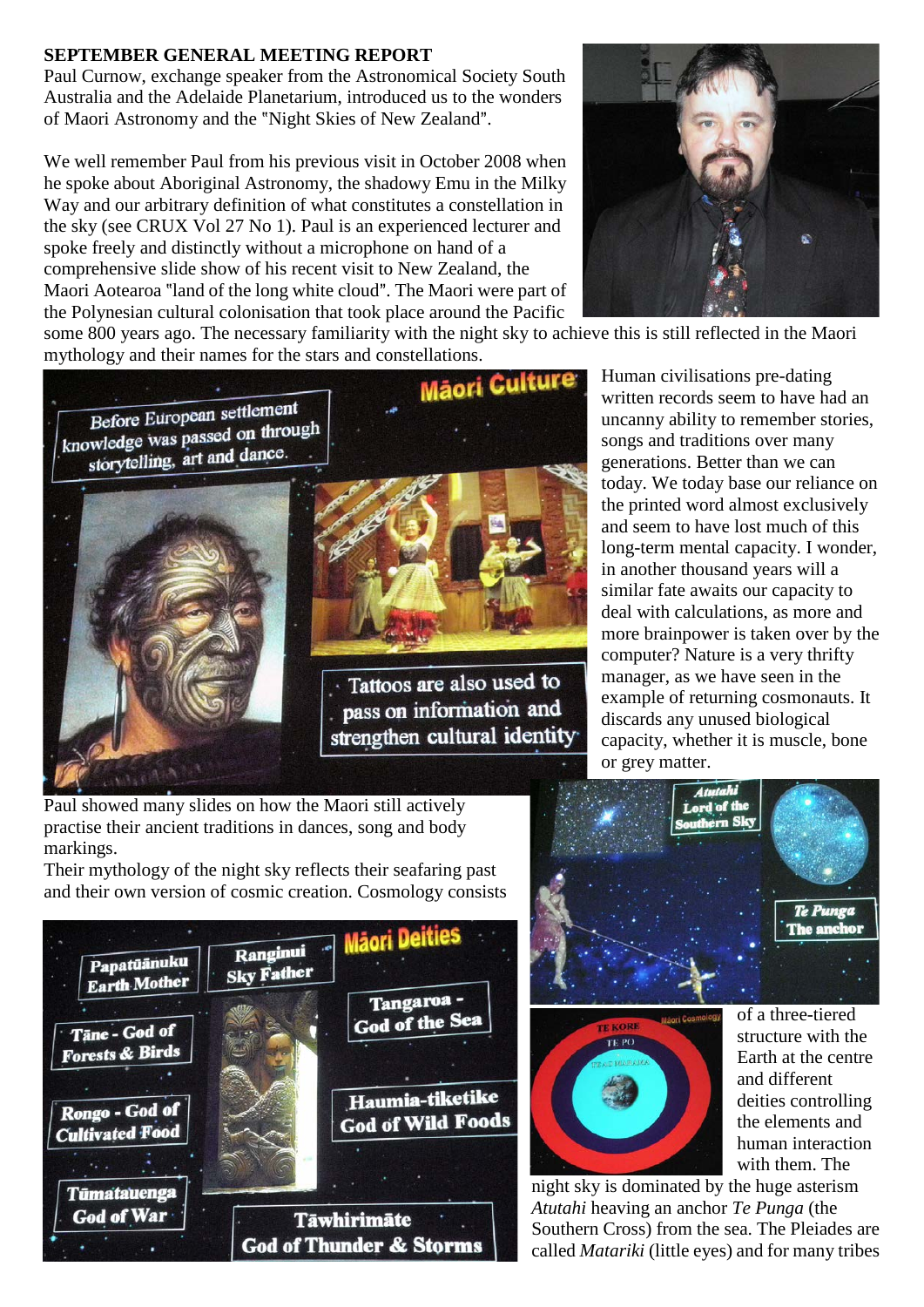**SEPTEMBER GENERAL MEETING REPORT**

Paul Curnow, exchange speaker from the Astronomical Society South Australia and the Adelaide Planetarium, introduced us to the wonders of Maori Astronomy and the "Night Skies of New Zealand".

We well remember Paul from his previous visit in October 2008 when he spoke about Aboriginal Astronomy, the shadowy Emu in the Milky Way and our arbitrary definition of what constitutes a constellation in the sky (see CRUX Vol 27 No 1). Paul is an experienced lecturer and spoke freely and distinctly without a microphone on hand of a comprehensive slide show of his recent visit to New Zealand, the Maori Aotearoa "land of the long white cloud". The Maori were part of the Polynesian cultural colonisation that took place around the Pacific some 800 years ago. The necessary familiarity with the night sky to achieve this is still reflected in the Maori mythology and their names for the stars and constellations.

Human civilisations pre-dating written records seem to have had an uncanny ability to remember stories, songs and traditions over many generations. Better than we can today. We today base our reliance on the printed word almost exclusively and seem to have lost much of this long-term mental capacity. I wonder, in another thousand years will a similar fate awaits our capacity to deal with calculations, as more and more brainpower is taken over by the computer? Nature is a very thrifty manager, as we have seen in the example of returning cosmonauts. It discards any unused biological capacity, whether it is muscle, bone or grey matter.

Paul showed many slides on how the Maori still actively practise their ancient traditions in dances, song and body markings.

Their mythology of the night sky reflects their seafaring past and their own version of cosmic creation. Cosmology consists of a three-tiered structure with the Earth at the centre and different deities controlling the elements and human interaction with them. The night sky is dominated by the huge asterism *Atutahi* heaving an anchor *Te Punga* (the Southern Cross) from the sea. The Pleiades are called *Matariki* (little eyes) and for many tribes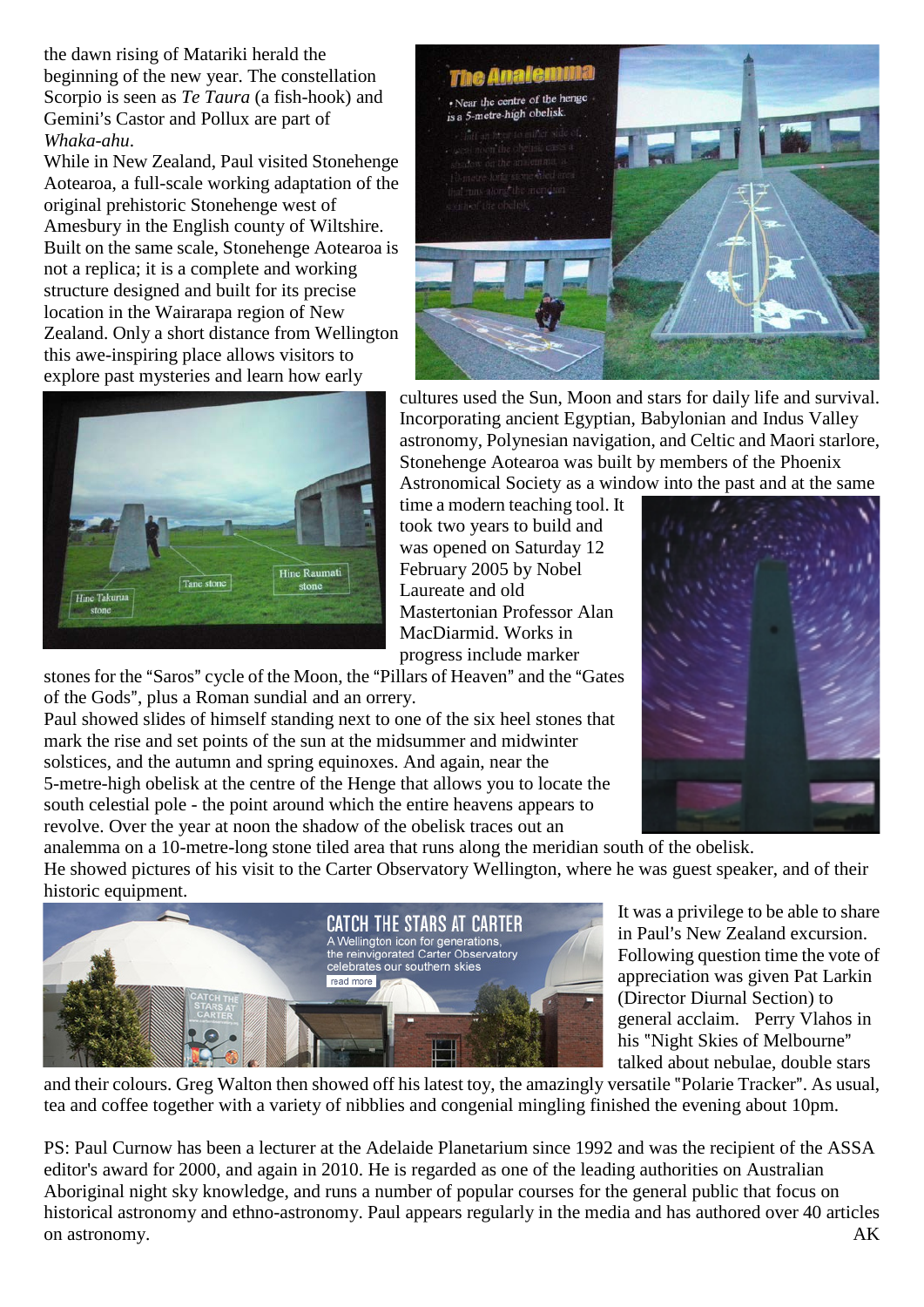the dawn rising of Matariki herald the beginning of the new year. The constellation Scorpio is seen as *Te Taura* (a fish-hook) and Gemini's Castor and Pollux are part of *Whaka-ahu*.

While in New Zealand, Paul visited Stonehenge Aotearoa, a full-scale working adaptation of the original prehistoric Stonehenge west of Amesbury in the English county of Wiltshire. Built on the same scale, Stonehenge Aotearoa is not a replica; it is a complete and working structure designed and built for its precise location in the Wairarapa region of New Zealand. Only a short distance from Wellington this awe-inspiring place allows visitors to explore past mysteries and learn how early cultures used the Sun, Moon and stars for daily life and survival. Incorporating ancient Egyptian, Babylonian and Indus Valley astronomy, Polynesian navigation, and Celtic and Maori starlore, Stonehenge Aotearoa was built by members of the Phoenix Astronomical Society as a window into the past and at the same time a modern teaching tool. It took two years to build and was opened on Saturday 12 February 2005 by Nobel Laureate and old Mastertonian Professor Alan MacDiarmid. Works in progress include marker stones for the "Saros" cycle of the Moon, the "Pillars of Heaven" and the "Gates of the Gods", plus a Roman sundial and an orrery.

Paul showed slides of himself standing next to one of the six heel stones that mark the rise and set points of the sun at the midsummer and midwinter solstices, and the autumn and spring equinoxes. And again, near the 5-metre-high obelisk at the centre of the Henge that allows you to locate the south celestial pole - the point around which the entire heavens appears to revolve. Over the year at noon the shadow of the obelisk traces out an analemma on a 10-metre-long stone tiled area that runs along the meridian south of the obelisk.

He showed pictures of his visit to the Carter Observatory Wellington, where he was guest speaker, and of their historic equipment.

It was a privilege to be able to share in Paul's New Zealand excursion. Following question time the vote of appreciation was given Pat Larkin (Director Diurnal Section) to general acclaim. Perry Vlahos in his "Night Skies of Melbourne" talked about nebulae, double stars and their colours. Greg Walton then showed off his latest toy, the amazingly versatile "Polarie Tracker". As usual, tea and coffee together with a variety of nibblies and congenial mingling finished the evening about 10pm.

PS: Paul Curnow has been a lecturer at the Adelaide Planetarium since 1992 and was the recipient of the ASSA editor's award for 2000, and again in 2010. He is regarded as one of the leading authorities on Australian Aboriginal night sky knowledge, and runs a number of popular courses for the general public that focus on historical astronomy and ethno-astronomy. Paul appears regularly in the media and has authored over 40 articles on astronomy.

AK